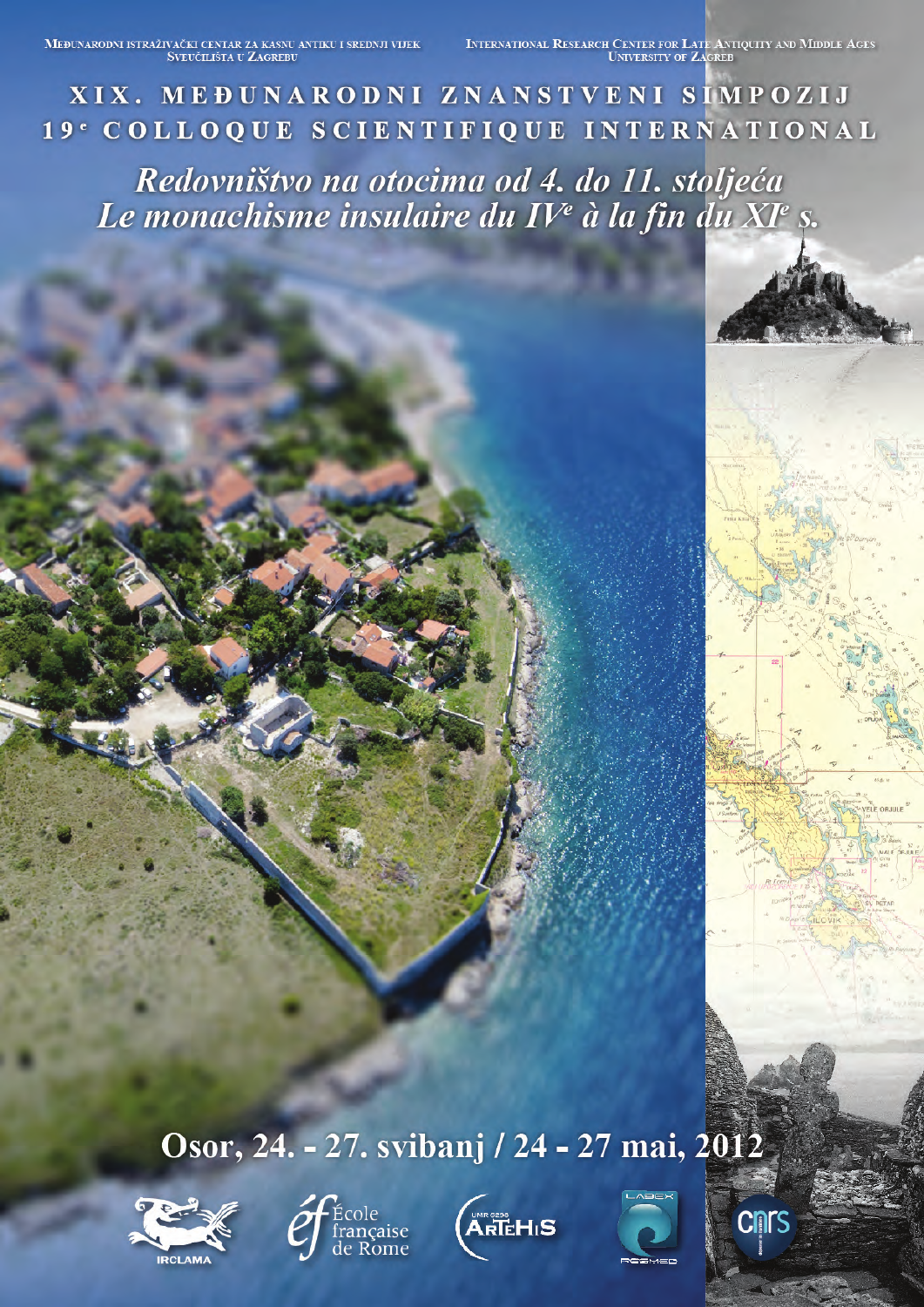MEĐUNARODNI ISTRAŽIVAČKI CENTAR ZA KASNU ANTIKU I SREDNJI VIJEK
SVEUČILIŠTA U ZAGREBU

INTERNATIONAL RESEARCH CENTER FOR LATE ANTIQUITY AND MIDDLE AGES
UNIVERSITY OF ZAGREB

# XIX. MEĐUNARODNI ZNANSTVENI SIMPOZIJ
# 19[e] COLLOQUE SCIENTIFIQUE INTERNATIONAL

## *Redovništvo na otocima od 4. do 11. stoljeća*
## *Le monachisme insulaire du IV[e] à la fin du XI[e] s.*

**Osor, 24. - 27. svibanj / 24 - 27 mai, 2012**

IRCLAMA · École française de Rome · UMR 5648 ArTeHiS · LABEX RESMED · CNRS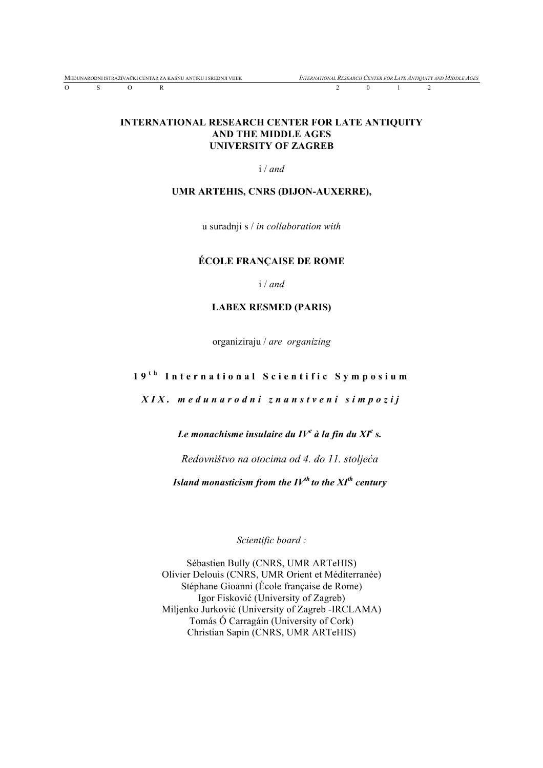**INTERNATIONAL RESEARCH CENTER FOR LATE ANTIQUITY AND THE MIDDLE AGES**
**UNIVERSITY OF ZAGREB**

i / *and*

**UMR ARTEHIS, CNRS (DIJON-AUXERRE),**

u suradnji s / *in collaboration with*

**ÉCOLE FRANÇAISE DE ROME**

i / *and*

**LABEX RESMED (PARIS)**

organiziraju / *are organizing*

**19th International Scientific Symposium**

***XIX. međunarodni znanstveni simpozij***

***Le monachisme insulaire du IVe à la fin du XIe s.***

*Redovništvo na otocima od 4. do 11. stoljeća*

***Island monasticism from the IVth to the XIth century***

*Scientific board :*

Sébastien Bully (CNRS, UMR ARTeHIS)
Olivier Delouis (CNRS, UMR Orient et Méditerranée)
Stéphane Gioanni (École française de Rome)
Igor Fisković (University of Zagreb)
Miljenko Jurković (University of Zagreb -IRCLAMA)
Tomás Ó Carragáin (University of Cork)
Christian Sapin (CNRS, UMR ARTeHIS)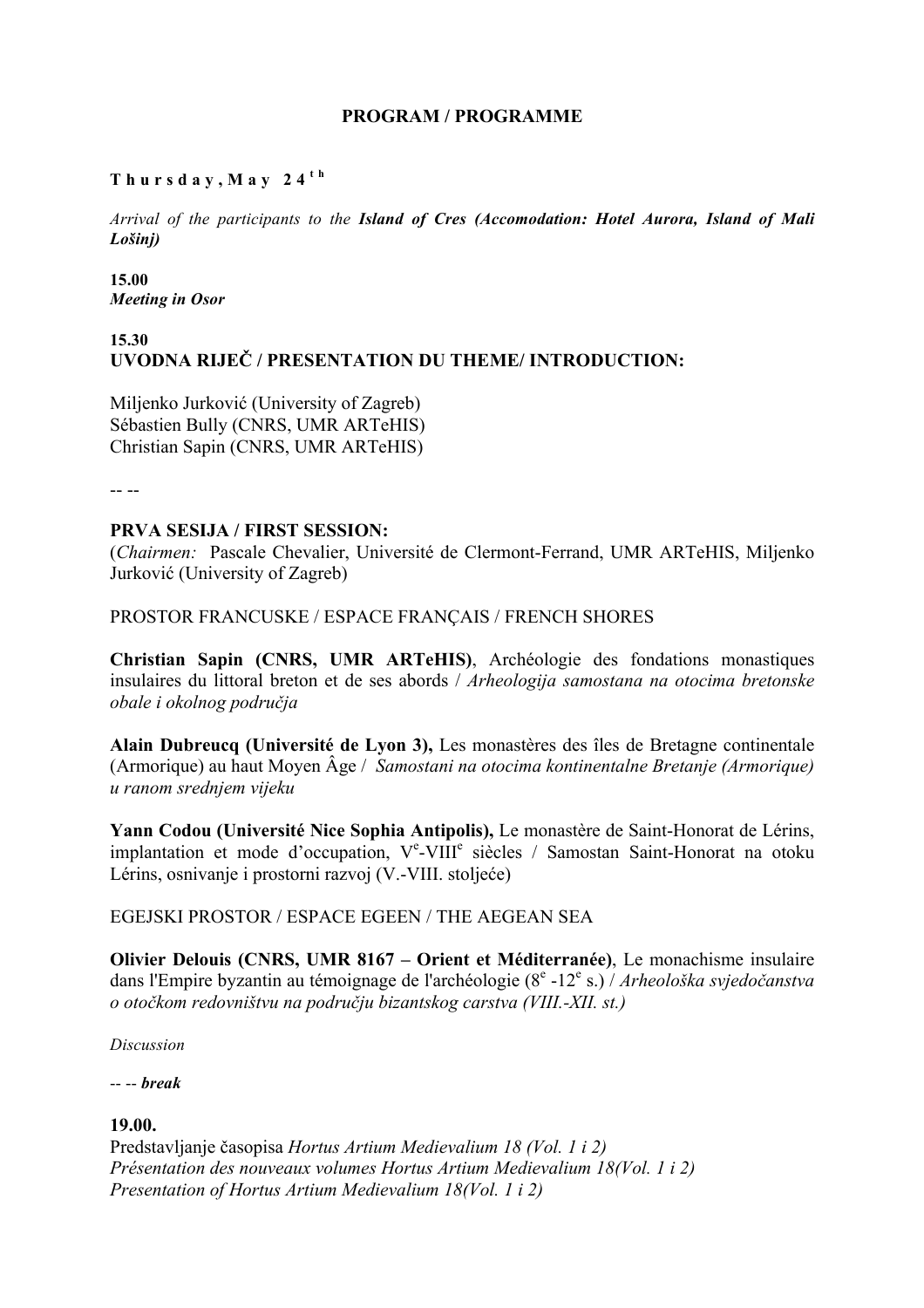# PROGRAM / PROGRAMME

**Thursday, May 24th**

*Arrival of the participants to the* ***Island of Cres (Accomodation: Hotel Aurora, Island of Mali Lošinj)***

**15.00**
***Meeting in Osor***

**15.30**
**UVODNA RIJEČ / PRESENTATION DU THEME/ INTRODUCTION:**

Miljenko Jurković (University of Zagreb)
Sébastien Bully (CNRS, UMR ARTeHIS)
Christian Sapin (CNRS, UMR ARTeHIS)

-- --

**PRVA SESIJA / FIRST SESSION:**
(*Chairmen:* Pascale Chevalier, Université de Clermont-Ferrand, UMR ARTeHIS, Miljenko Jurković (University of Zagreb)

PROSTOR FRANCUSKE / ESPACE FRANÇAIS / FRENCH SHORES

**Christian Sapin (CNRS, UMR ARTeHIS)**, Archéologie des fondations monastiques insulaires du littoral breton et de ses abords / *Arheologija samostana na otocima bretonske obale i okolnog područja*

**Alain Dubreucq (Université de Lyon 3),** Les monastères des îles de Bretagne continentale (Armorique) au haut Moyen Âge / *Samostani na otocima kontinentalne Bretanje (Armorique) u ranom srednjem vijeku*

**Yann Codou (Université Nice Sophia Antipolis),** Le monastère de Saint-Honorat de Lérins, implantation et mode d'occupation, Ve-VIIIe siècles / Samostan Saint-Honorat na otoku Lérins, osnivanje i prostorni razvoj (V.-VIII. stoljeće)

EGEJSKI PROSTOR / ESPACE EGEEN / THE AEGEAN SEA

**Olivier Delouis (CNRS, UMR 8167 – Orient et Méditerranée)**, Le monachisme insulaire dans l'Empire byzantin au témoignage de l'archéologie (8e -12e s.) / *Arheološka svjedočanstva o otočkom redovništvu na području bizantskog carstva (VIII.-XII. st.)*

*Discussion*

-- -- ***break***

**19.00.**
Predstavljanje časopisa *Hortus Artium Medievalium 18 (Vol. 1 i 2)*
*Présentation des nouveaux volumes Hortus Artium Medievalium 18(Vol. 1 i 2)*
*Presentation of Hortus Artium Medievalium 18(Vol. 1 i 2)*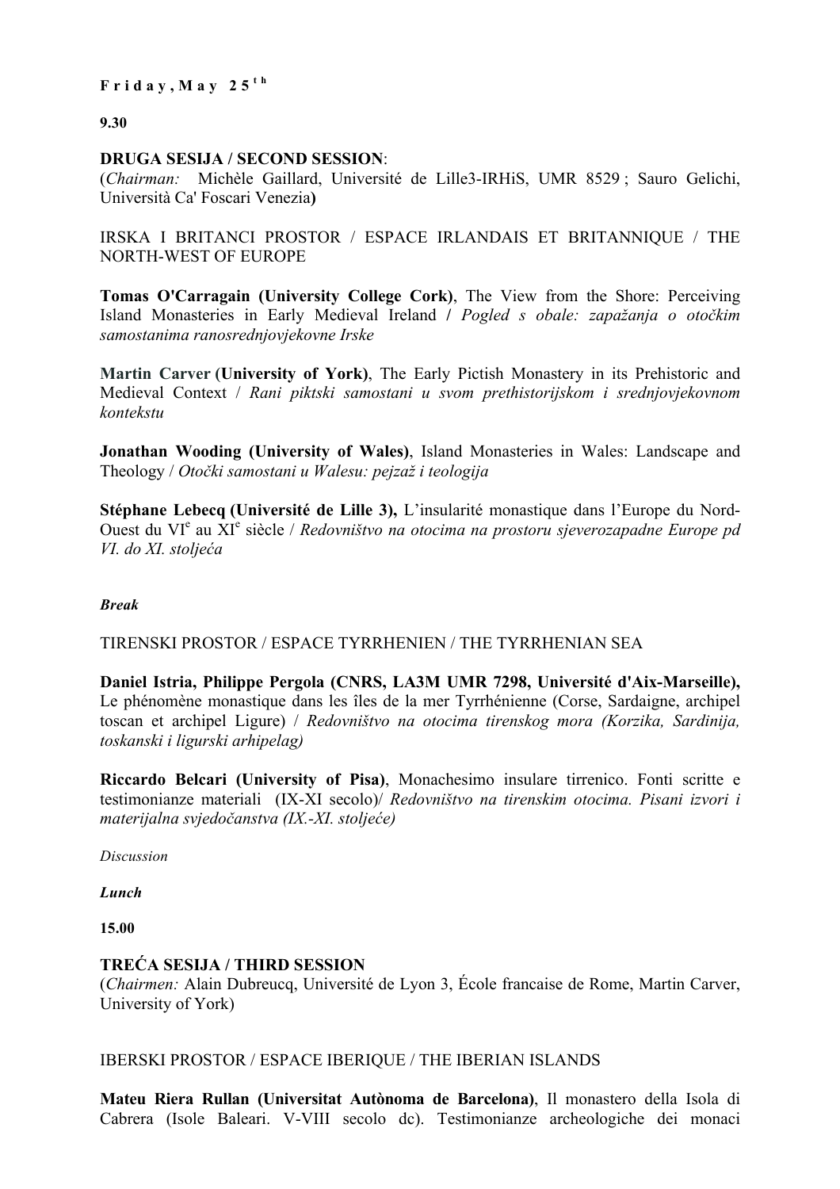**Friday, May 25th**

**9.30**

**DRUGA SESIJA / SECOND SESSION**:
(*Chairman:* Michèle Gaillard, Université de Lille3-IRHiS, UMR 8529 ; Sauro Gelichi, Università Ca' Foscari Venezia**)**

IRSKA I BRITANCI PROSTOR / ESPACE IRLANDAIS ET BRITANNIQUE / THE NORTH-WEST OF EUROPE

**Tomas O'Carragain (University College Cork)**, The View from the Shore: Perceiving Island Monasteries in Early Medieval Ireland **/** *Pogled s obale: zapažanja o otočkim samostanima ranosrednjovjekovne Irske*

**Martin Carver (University of York)**, The Early Pictish Monastery in its Prehistoric and Medieval Context / *Rani piktski samostani u svom prethistorijskom i srednjovjekovnom kontekstu*

**Jonathan Wooding (University of Wales)**, Island Monasteries in Wales: Landscape and Theology / *Otočki samostani u Walesu: pejzaž i teologija*

**Stéphane Lebecq (Université de Lille 3),** L'insularité monastique dans l'Europe du Nord-Ouest du VI^e au XI^e siècle / *Redovništvo na otocima na prostoru sjeverozapadne Europe pd VI. do XI. stoljeća*

***Break***

TIRENSKI PROSTOR / ESPACE TYRRHENIEN / THE TYRRHENIAN SEA

**Daniel Istria, Philippe Pergola (CNRS, LA3M UMR 7298, Université d'Aix-Marseille),** Le phénomène monastique dans les îles de la mer Tyrrhénienne (Corse, Sardaigne, archipel toscan et archipel Ligure) / *Redovništvo na otocima tirenskog mora (Korzika, Sardinija, toskanski i ligurski arhipelag)*

**Riccardo Belcari (University of Pisa)**, Monachesimo insulare tirrenico. Fonti scritte e testimonianze materiali (IX-XI secolo)/ *Redovništvo na tirenskim otocima. Pisani izvori i materijalna svjedočanstva (IX.-XI. stoljeće)*

*Discussion*

***Lunch***

**15.00**

**TREĆA SESIJA / THIRD SESSION**
(*Chairmen:* Alain Dubreucq, Université de Lyon 3, École francaise de Rome, Martin Carver, University of York)

IBERSKI PROSTOR / ESPACE IBERIQUE / THE IBERIAN ISLANDS

**Mateu Riera Rullan (Universitat Autònoma de Barcelona)**, Il monastero della Isola di Cabrera (Isole Baleari. V-VIII secolo dc). Testimonianze archeologiche dei monaci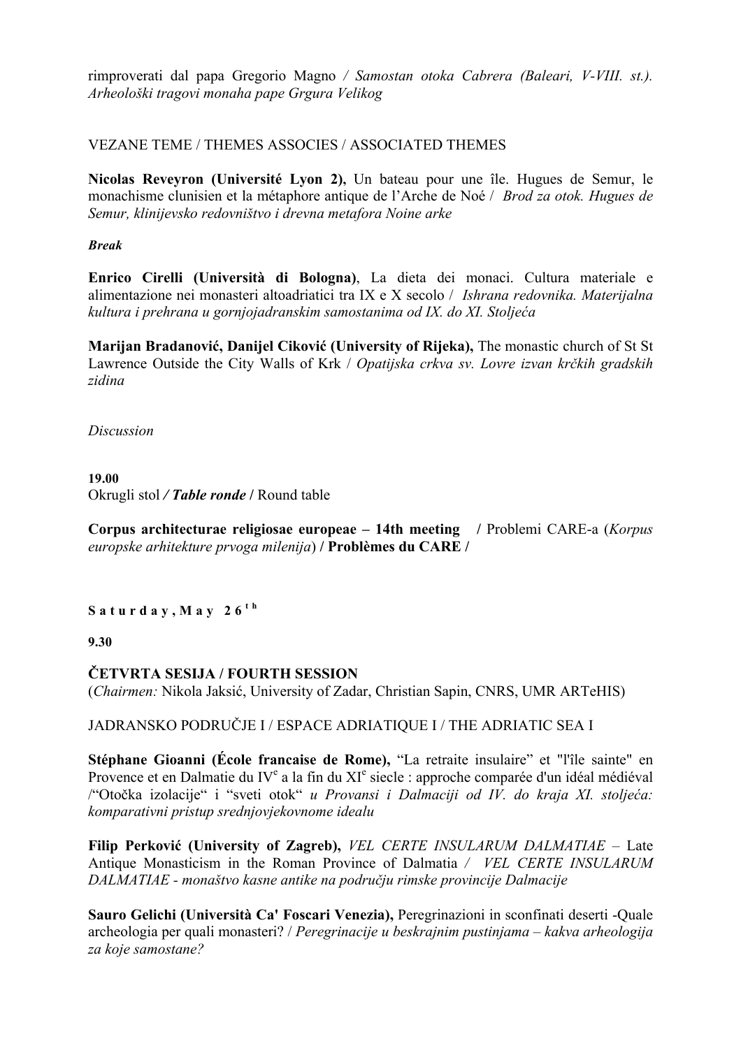rimproverati dal papa Gregorio Magno */ Samostan otoka Cabrera (Baleari, V-VIII. st.). Arheološki tragovi monaha pape Grgura Velikog*

VEZANE TEME / THEMES ASSOCIES / ASSOCIATED THEMES

**Nicolas Reveyron (Université Lyon 2),** Un bateau pour une île. Hugues de Semur, le monachisme clunisien et la métaphore antique de l'Arche de Noé / *Brod za otok. Hugues de Semur, klinijevsko redovništvo i drevna metafora Noine arke*

***Break***

**Enrico Cirelli (Università di Bologna)**, La dieta dei monaci. Cultura materiale e alimentazione nei monasteri altoadriatici tra IX e X secolo / *Ishrana redovnika. Materijalna kultura i prehrana u gornjojadranskim samostanima od IX. do XI. Stoljeća*

**Marijan Bradanović, Danijel Ciković (University of Rijeka),** The monastic church of St St Lawrence Outside the City Walls of Krk / *Opatijska crkva sv. Lovre izvan krčkih gradskih zidina*

*Discussion*

**19.00**
Okrugli stol ***/ Table ronde /*** Round table

**Corpus architecturae religiosae europeae – 14th meeting /** Problemi CARE-a (*Korpus europske arhitekture prvoga milenija*) **/ Problèmes du CARE /**

**Saturday, May 26th**

**9.30**

**ČETVRTA SESIJA / FOURTH SESSION**
(*Chairmen:* Nikola Jaksić, University of Zadar, Christian Sapin, CNRS, UMR ARTeHIS)

JADRANSKO PODRUČJE I / ESPACE ADRIATIQUE I / THE ADRIATIC SEA I

**Stéphane Gioanni (École francaise de Rome),** "La retraite insulaire" et "l'île sainte" en Provence et en Dalmatie du IVe a la fin du XIe siecle : approche comparée d'un idéal médiéval /"Otočka izolacije" i "sveti otok" *u Provansi i Dalmaciji od IV. do kraja XI. stoljeća: komparativni pristup srednjovjekovnome idealu*

**Filip Perković (University of Zagreb),** *VEL CERTE INSULARUM DALMATIAE* – Late Antique Monasticism in the Roman Province of Dalmatia */ VEL CERTE INSULARUM DALMATIAE - monaštvo kasne antike na području rimske provincije Dalmacije*

**Sauro Gelichi (Università Ca' Foscari Venezia),** Peregrinazioni in sconfinati deserti -Quale archeologia per quali monasteri? / *Peregrinacije u beskrajnim pustinjama – kakva arheologija za koje samostane?*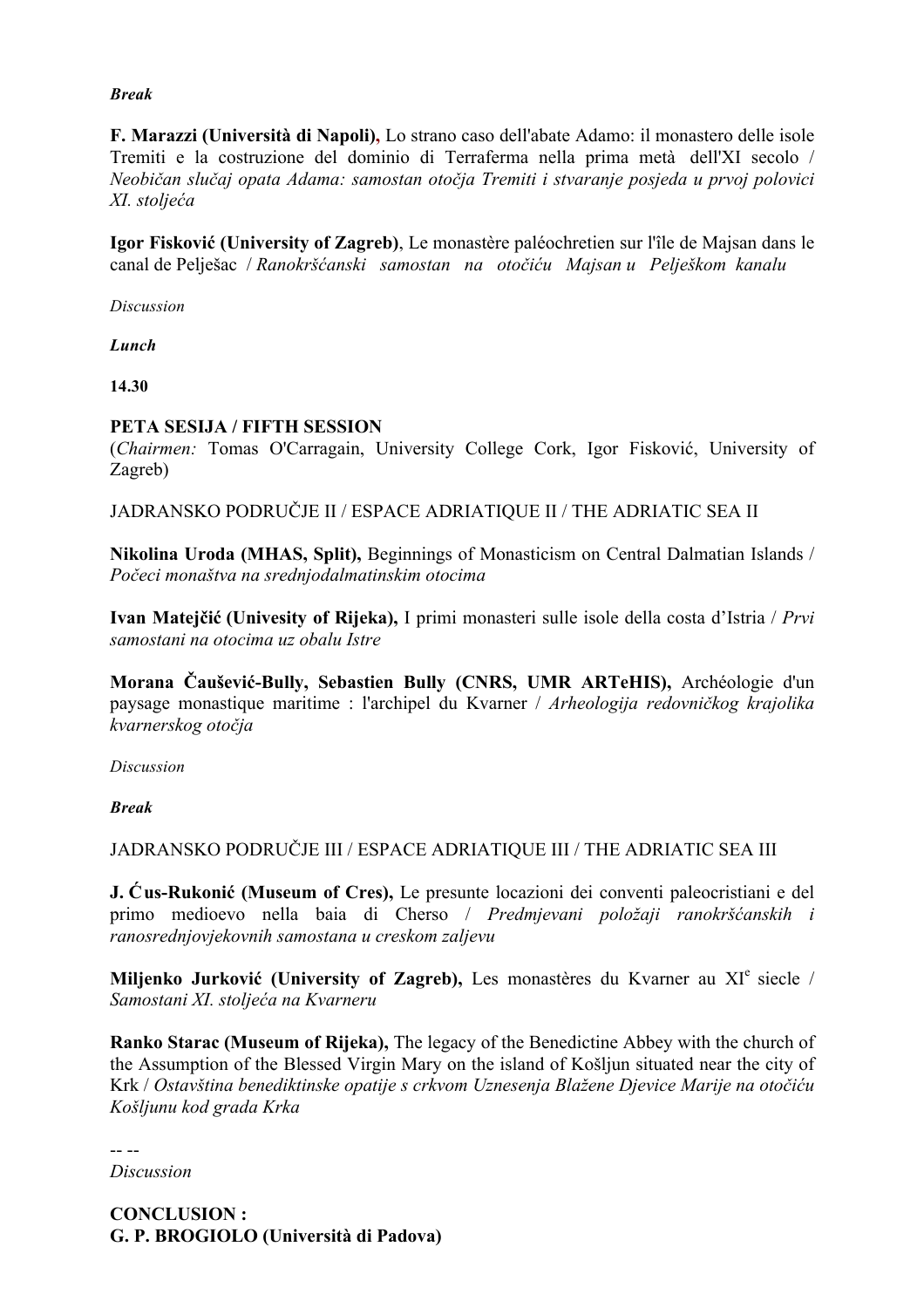***Break***

**F. Marazzi (Università di Napoli),** Lo strano caso dell'abate Adamo: il monastero delle isole Tremiti e la costruzione del dominio di Terraferma nella prima metà dell'XI secolo / *Neobičan slučaj opata Adama: samostan otočja Tremiti i stvaranje posjeda u prvoj polovici XI. stoljeća*

**Igor Fisković (University of Zagreb)**, Le monastère paléochretien sur l'île de Majsan dans le canal de Pelješac / *Ranokršćanski samostan na otočiću Majsan u Pelješkom kanalu*

*Discussion*

***Lunch***

**14.30**

**PETA SESIJA / FIFTH SESSION**
(*Chairmen:* Tomas O'Carragain, University College Cork, Igor Fisković, University of Zagreb)

JADRANSKO PODRUČJE II / ESPACE ADRIATIQUE II / THE ADRIATIC SEA II

**Nikolina Uroda (MHAS, Split),** Beginnings of Monasticism on Central Dalmatian Islands / *Počeci monaštva na srednjodalmatinskim otocima*

**Ivan Matejčić (Univesity of Rijeka),** I primi monasteri sulle isole della costa d'Istria / *Prvi samostani na otocima uz obalu Istre*

**Morana Čaušević-Bully, Sebastien Bully (CNRS, UMR ARTeHIS),** Archéologie d'un paysage monastique maritime : l'archipel du Kvarner / *Arheologija redovničkog krajolika kvarnerskog otočja*

*Discussion*

***Break***

JADRANSKO PODRUČJE III / ESPACE ADRIATIQUE III / THE ADRIATIC SEA III

**J. Ćus-Rukonić (Museum of Cres),** Le presunte locazioni dei conventi paleocristiani e del primo medioevo nella baia di Cherso / *Predmjevani položaji ranokršćanskih i ranosrednjovjekovnih samostana u creskom zaljevu*

**Miljenko Jurković (University of Zagreb),** Les monastères du Kvarner au XI[e] siecle / *Samostani XI. stoljeća na Kvarneru*

**Ranko Starac (Museum of Rijeka),** The legacy of the Benedictine Abbey with the church of the Assumption of the Blessed Virgin Mary on the island of Košljun situated near the city of Krk / *Ostavština benediktinske opatije s crkvom Uznesenja Blažene Djevice Marije na otočiću Košljunu kod grada Krka*

-- --
*Discussion*

**CONCLUSION :**
**G. P. BROGIOLO (Università di Padova)**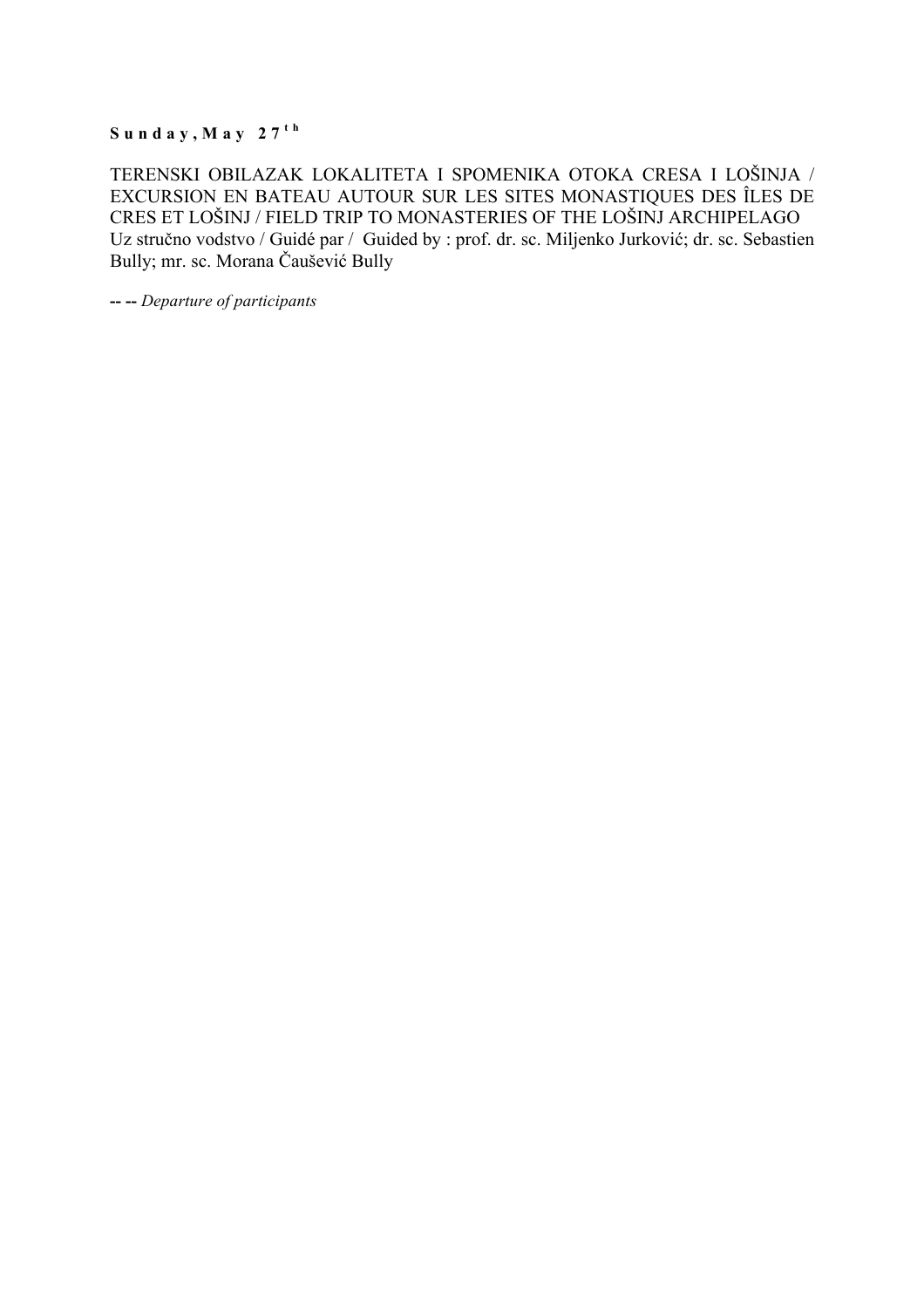**Sunday, May 27th**

TERENSKI OBILAZAK LOKALITETA I SPOMENIKA OTOKA CRESA I LOŠINJA / EXCURSION EN BATEAU AUTOUR SUR LES SITES MONASTIQUES DES ÎLES DE CRES ET LOŠINJ / FIELD TRIP TO MONASTERIES OF THE LOŠINJ ARCHIPELAGO
Uz stručno vodstvo / Guidé par / Guided by : prof. dr. sc. Miljenko Jurković; dr. sc. Sebastien Bully; mr. sc. Morana Čaušević Bully

-- -- *Departure of participants*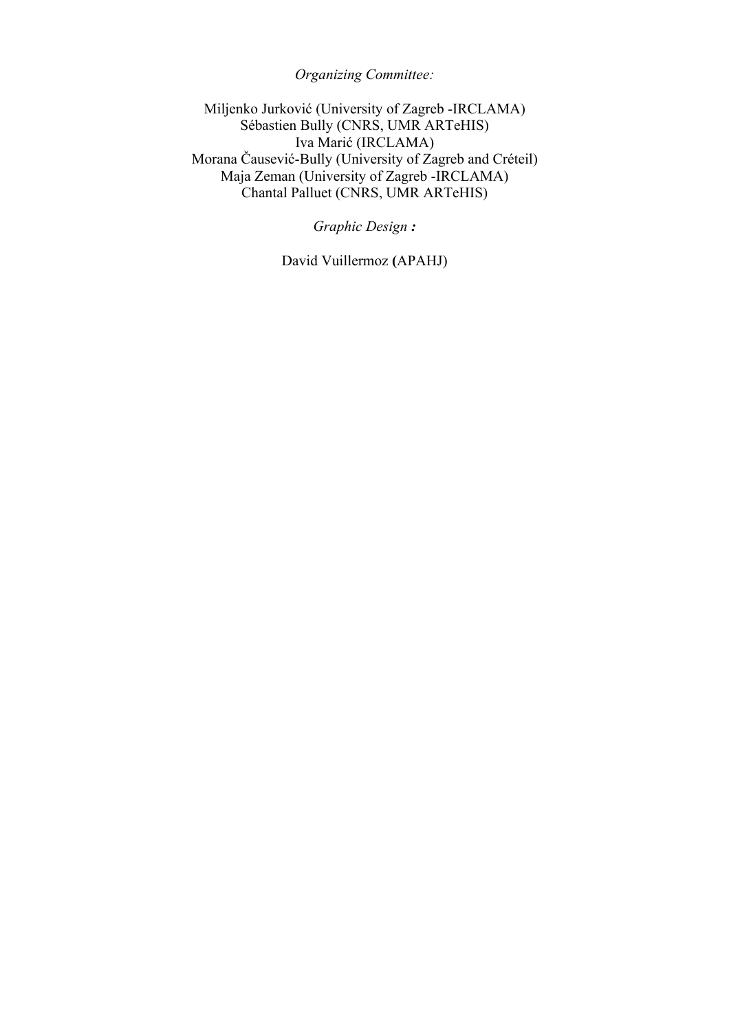*Organizing Committee:*

Miljenko Jurković (University of Zagreb -IRCLAMA)
Sébastien Bully (CNRS, UMR ARTeHIS)
Iva Marić (IRCLAMA)
Morana Čausević-Bully (University of Zagreb and Créteil)
Maja Zeman (University of Zagreb -IRCLAMA)
Chantal Palluet (CNRS, UMR ARTeHIS)

*Graphic Design* **:**

David Vuillermoz **(**APAHJ)